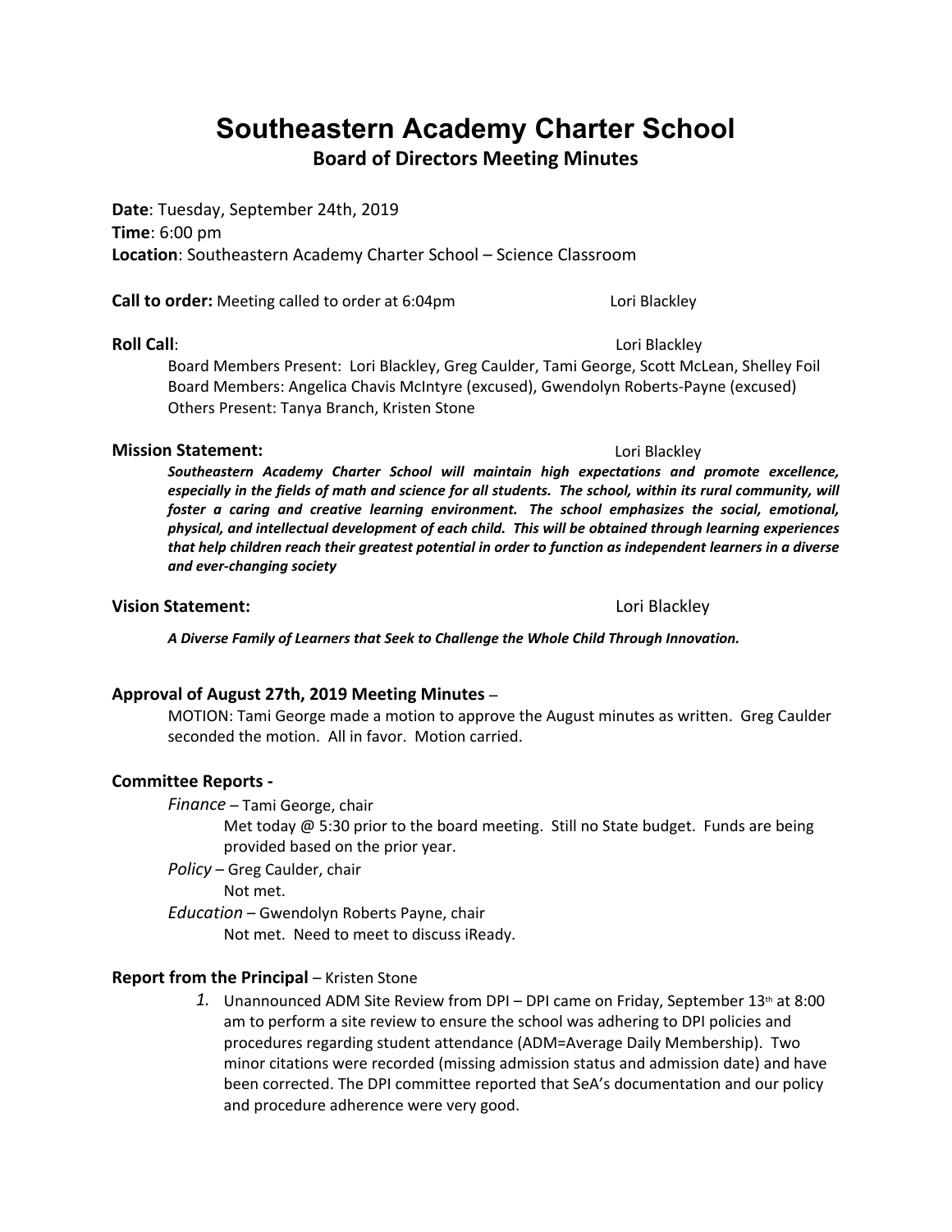# Southeastern Academy Charter School

## Board of Directors Meeting Minutes

**Date**: Tuesday, September 24th, 2019
**Time**: 6:00 pm
**Location**: Southeastern Academy Charter School – Science Classroom

**Call to order:** Meeting called to order at 6:04pm Lori Blackley

**Roll Call**: Lori Blackley

Board Members Present: Lori Blackley, Greg Caulder, Tami George, Scott McLean, Shelley Foil
Board Members: Angelica Chavis McIntyre (excused), Gwendolyn Roberts-Payne (excused)
Others Present: Tanya Branch, Kristen Stone

**Mission Statement:** Lori Blackley

***Southeastern Academy Charter School will maintain high expectations and promote excellence, especially in the fields of math and science for all students. The school, within its rural community, will foster a caring and creative learning environment. The school emphasizes the social, emotional, physical, and intellectual development of each child. This will be obtained through learning experiences that help children reach their greatest potential in order to function as independent learners in a diverse and ever-changing society***

**Vision Statement:** Lori Blackley

***A Diverse Family of Learners that Seek to Challenge the Whole Child Through Innovation.***

**Approval of August 27th, 2019 Meeting Minutes** –

MOTION: Tami George made a motion to approve the August minutes as written. Greg Caulder seconded the motion. All in favor. Motion carried.

**Committee Reports -**

*Finance* – Tami George, chair

Met today @ 5:30 prior to the board meeting. Still no State budget. Funds are being provided based on the prior year.

*Policy* – Greg Caulder, chair

Not met.

*Education* – Gwendolyn Roberts Payne, chair

Not met. Need to meet to discuss iReady.

**Report from the Principal** – Kristen Stone

1. Unannounced ADM Site Review from DPI – DPI came on Friday, September 13th at 8:00 am to perform a site review to ensure the school was adhering to DPI policies and procedures regarding student attendance (ADM=Average Daily Membership). Two minor citations were recorded (missing admission status and admission date) and have been corrected. The DPI committee reported that SeA's documentation and our policy and procedure adherence were very good.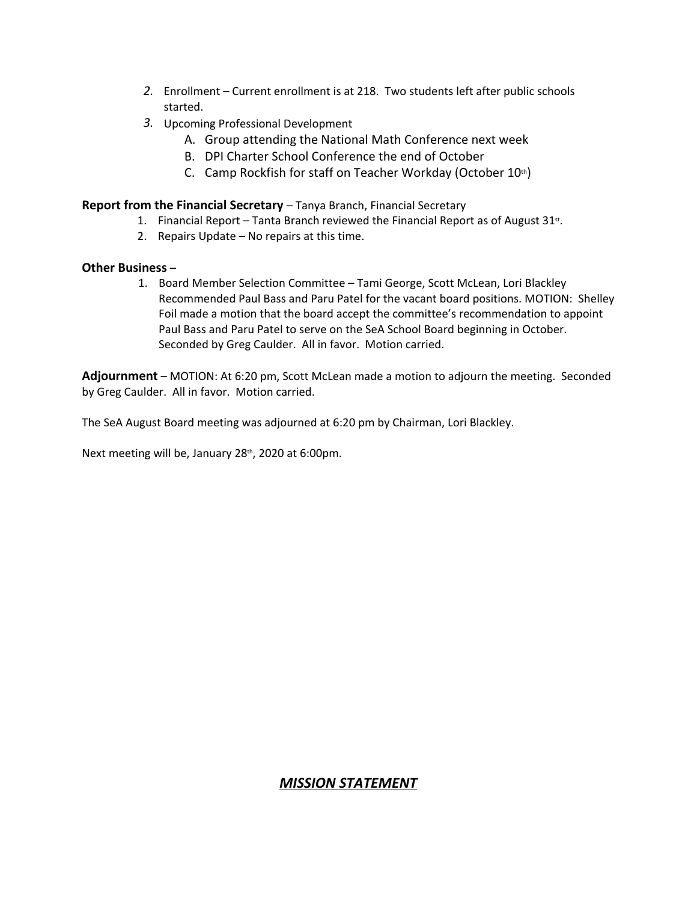2. Enrollment – Current enrollment is at 218. Two students left after public schools started.
3. Upcoming Professional Development
   A. Group attending the National Math Conference next week
   B. DPI Charter School Conference the end of October
   C. Camp Rockfish for staff on Teacher Workday (October 10th)

**Report from the Financial Secretary** – Tanya Branch, Financial Secretary

1. Financial Report – Tanta Branch reviewed the Financial Report as of August 31st.
2. Repairs Update – No repairs at this time.

**Other Business** –

1. Board Member Selection Committee – Tami George, Scott McLean, Lori Blackley Recommended Paul Bass and Paru Patel for the vacant board positions. MOTION: Shelley Foil made a motion that the board accept the committee's recommendation to appoint Paul Bass and Paru Patel to serve on the SeA School Board beginning in October. Seconded by Greg Caulder. All in favor. Motion carried.

**Adjournment** – MOTION: At 6:20 pm, Scott McLean made a motion to adjourn the meeting. Seconded by Greg Caulder. All in favor. Motion carried.

The SeA August Board meeting was adjourned at 6:20 pm by Chairman, Lori Blackley.

Next meeting will be, January 28th, 2020 at 6:00pm.

***MISSION STATEMENT***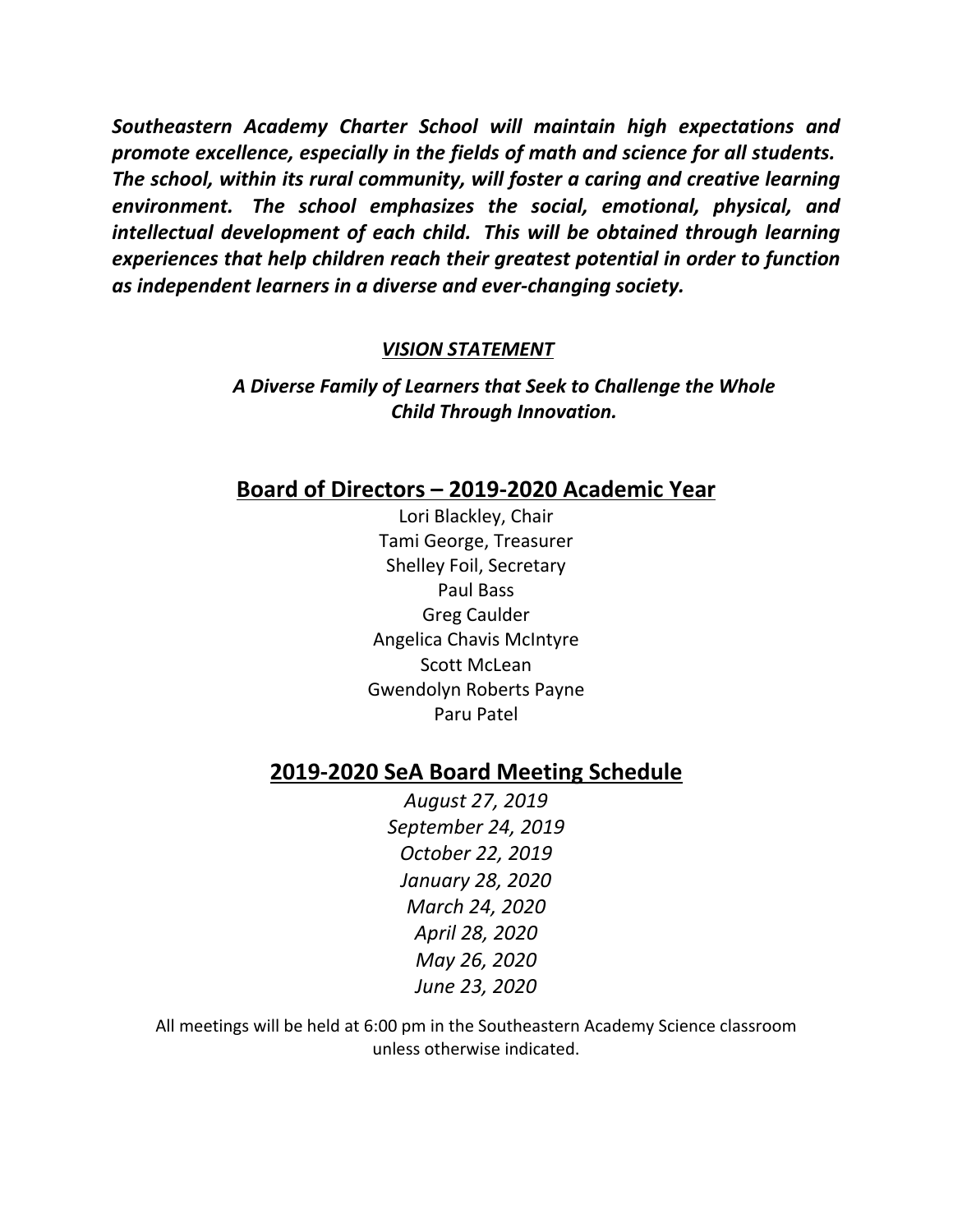***Southeastern Academy Charter School will maintain high expectations and promote excellence, especially in the fields of math and science for all students. The school, within its rural community, will foster a caring and creative learning environment. The school emphasizes the social, emotional, physical, and intellectual development of each child. This will be obtained through learning experiences that help children reach their greatest potential in order to function as independent learners in a diverse and ever-changing society.***

***VISION STATEMENT***

***A Diverse Family of Learners that Seek to Challenge the Whole Child Through Innovation.***

## Board of Directors – 2019-2020 Academic Year

Lori Blackley, Chair
Tami George, Treasurer
Shelley Foil, Secretary
Paul Bass
Greg Caulder
Angelica Chavis McIntyre
Scott McLean
Gwendolyn Roberts Payne
Paru Patel

## 2019-2020 SeA Board Meeting Schedule

*August 27, 2019*
*September 24, 2019*
*October 22, 2019*
*January 28, 2020*
*March 24, 2020*
*April 28, 2020*
*May 26, 2020*
*June 23, 2020*

All meetings will be held at 6:00 pm in the Southeastern Academy Science classroom unless otherwise indicated.